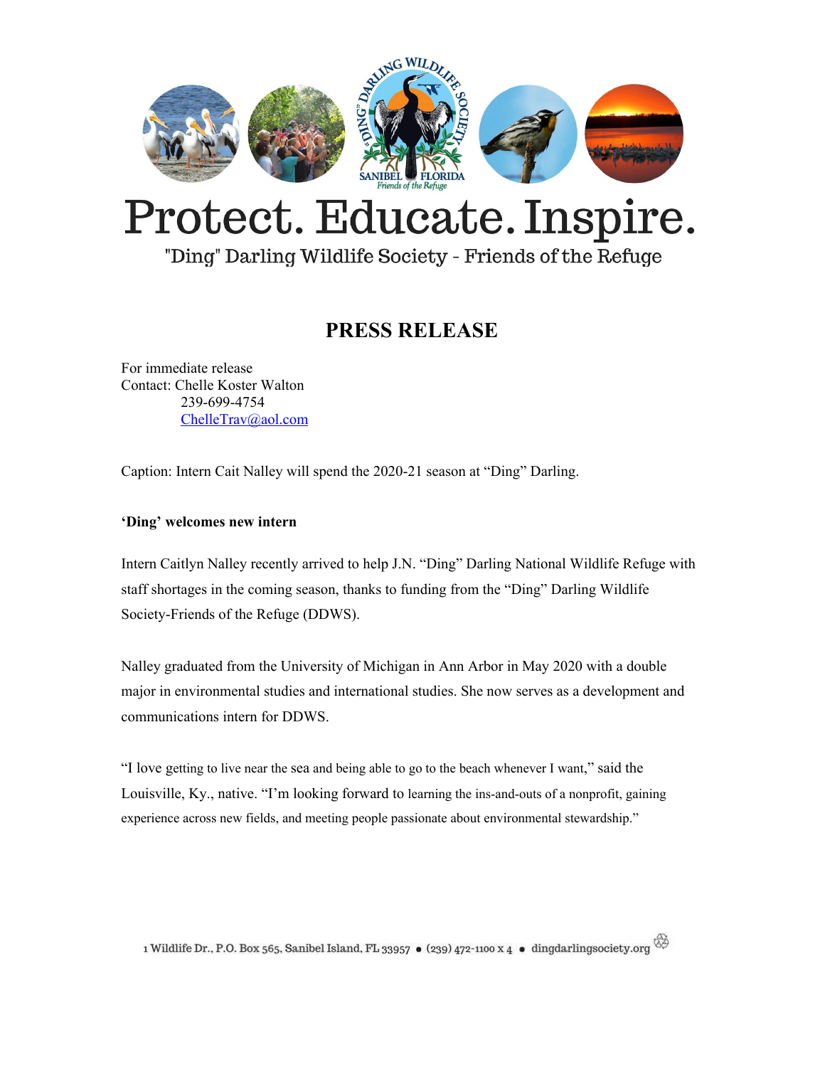# Protect. Educate. Inspire.

"Ding" Darling Wildlife Society - Friends of the Refuge

## PRESS RELEASE

For immediate release
Contact: Chelle Koster Walton
239-699-4754
ChelleTrav@aol.com

Caption: Intern Cait Nalley will spend the 2020-21 season at "Ding" Darling.

**'Ding' welcomes new intern**

Intern Caitlyn Nalley recently arrived to help J.N. "Ding" Darling National Wildlife Refuge with staff shortages in the coming season, thanks to funding from the "Ding" Darling Wildlife Society-Friends of the Refuge (DDWS).

Nalley graduated from the University of Michigan in Ann Arbor in May 2020 with a double major in environmental studies and international studies. She now serves as a development and communications intern for DDWS.

"I love getting to live near the sea and being able to go to the beach whenever I want," said the Louisville, Ky., native. "I'm looking forward to learning the ins-and-outs of a nonprofit, gaining experience across new fields, and meeting people passionate about environmental stewardship."

1 Wildlife Dr., P.O. Box 565, Sanibel Island, FL 33957 • (239) 472-1100 x 4 • dingdarlingsociety.org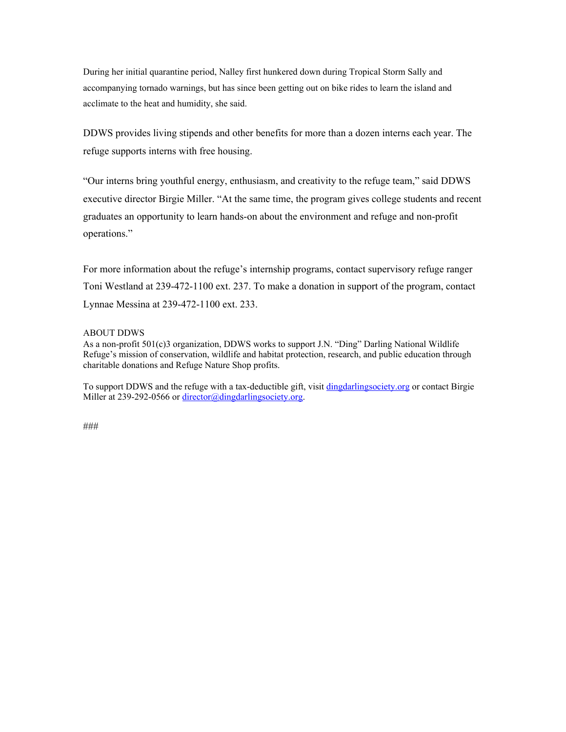During her initial quarantine period, Nalley first hunkered down during Tropical Storm Sally and accompanying tornado warnings, but has since been getting out on bike rides to learn the island and acclimate to the heat and humidity, she said.

DDWS provides living stipends and other benefits for more than a dozen interns each year. The refuge supports interns with free housing.

“Our interns bring youthful energy, enthusiasm, and creativity to the refuge team,” said DDWS executive director Birgie Miller. “At the same time, the program gives college students and recent graduates an opportunity to learn hands-on about the environment and refuge and non-profit operations.”

For more information about the refuge’s internship programs, contact supervisory refuge ranger Toni Westland at 239-472-1100 ext. 237. To make a donation in support of the program, contact Lynnae Messina at 239-472-1100 ext. 233.

ABOUT DDWS
As a non-profit 501(c)3 organization, DDWS works to support J.N. “Ding” Darling National Wildlife Refuge’s mission of conservation, wildlife and habitat protection, research, and public education through charitable donations and Refuge Nature Shop profits.

To support DDWS and the refuge with a tax-deductible gift, visit dingdarlingsociety.org or contact Birgie Miller at 239-292-0566 or director@dingdarlingsociety.org.

###